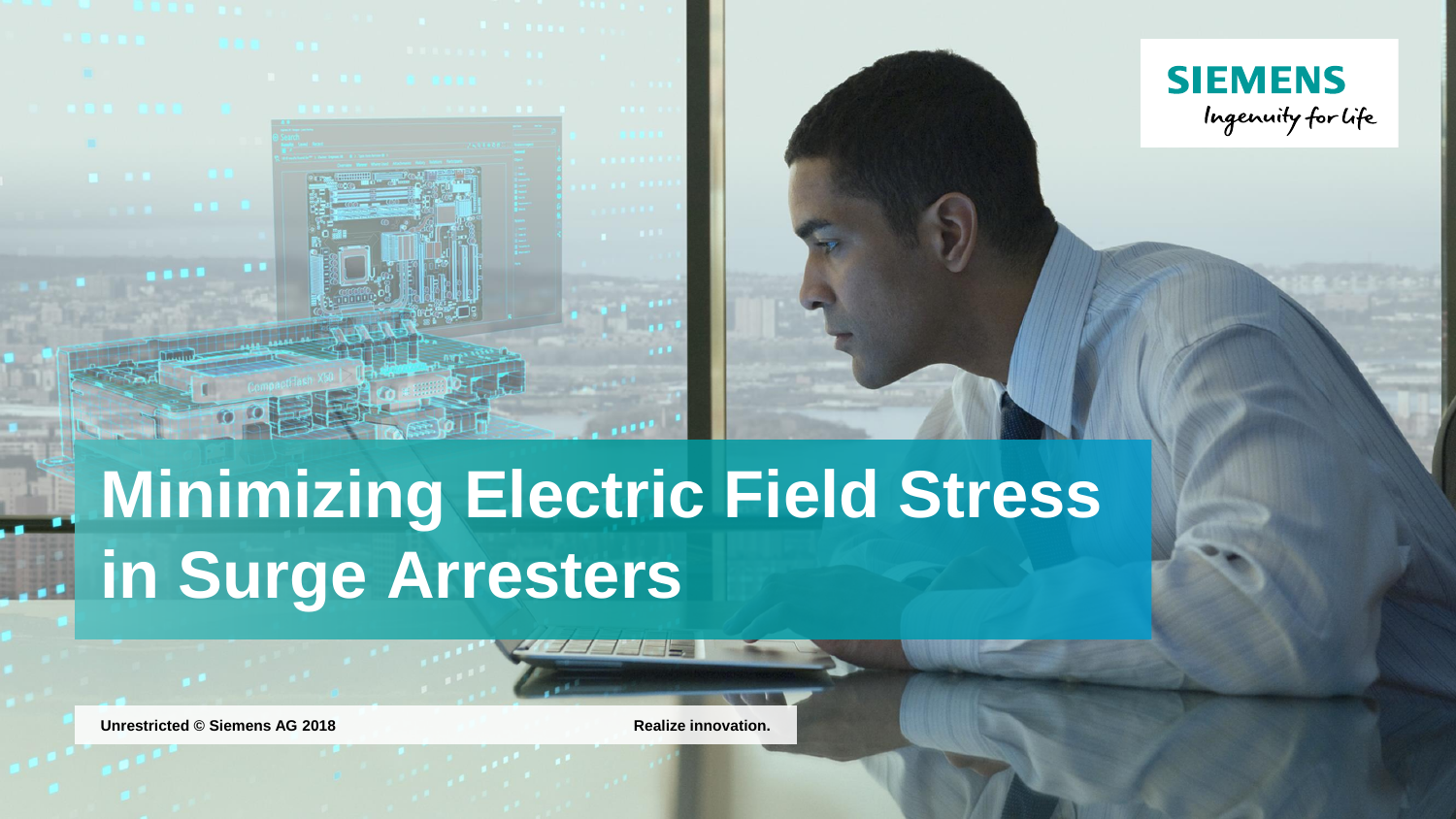# Minimizing Electric Field Stress in Surge Arresters

Unrestricted © Siemens AG 2018

Realize innovation.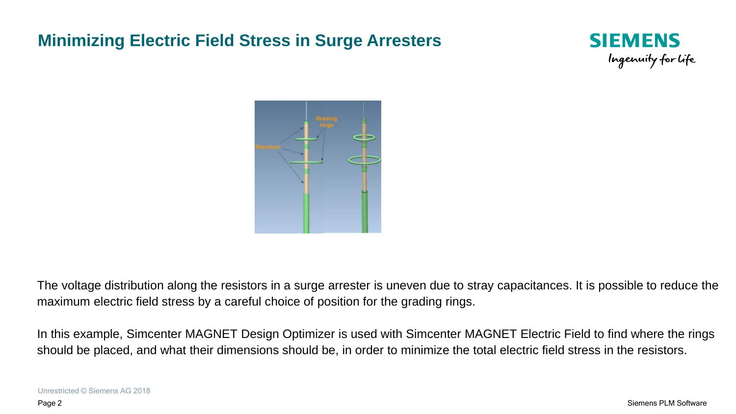## Minimizing Electric Field Stress in Surge Arresters

The voltage distribution along the resistors in a surge arrester is uneven due to stray capacitances. It is possible to reduce the maximum electric field stress by a careful choice of position for the grading rings.

In this example, Simcenter MAGNET Design Optimizer is used with Simcenter MAGNET Electric Field to find where the rings should be placed, and what their dimensions should be, in order to minimize the total electric field stress in the resistors.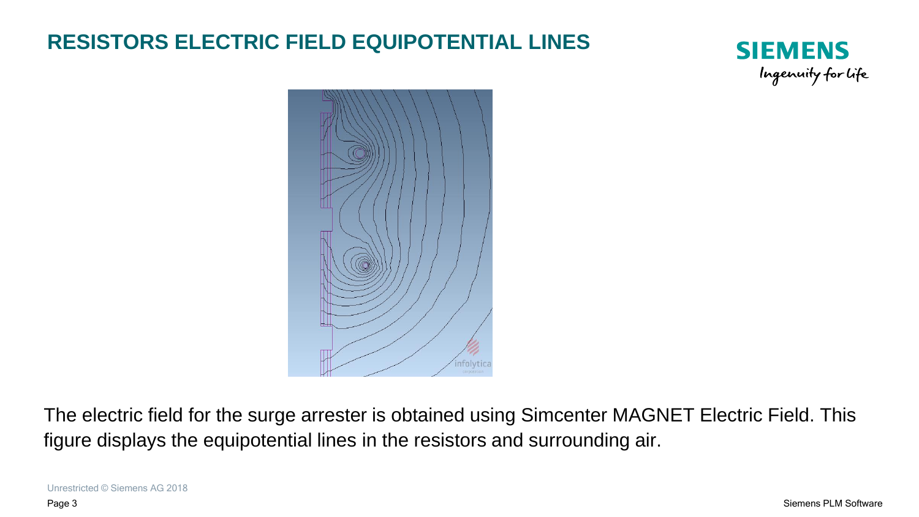# RESISTORS ELECTRIC FIELD EQUIPOTENTIAL LINES

The electric field for the surge arrester is obtained using Simcenter MAGNET Electric Field. This figure displays the equipotential lines in the resistors and surrounding air.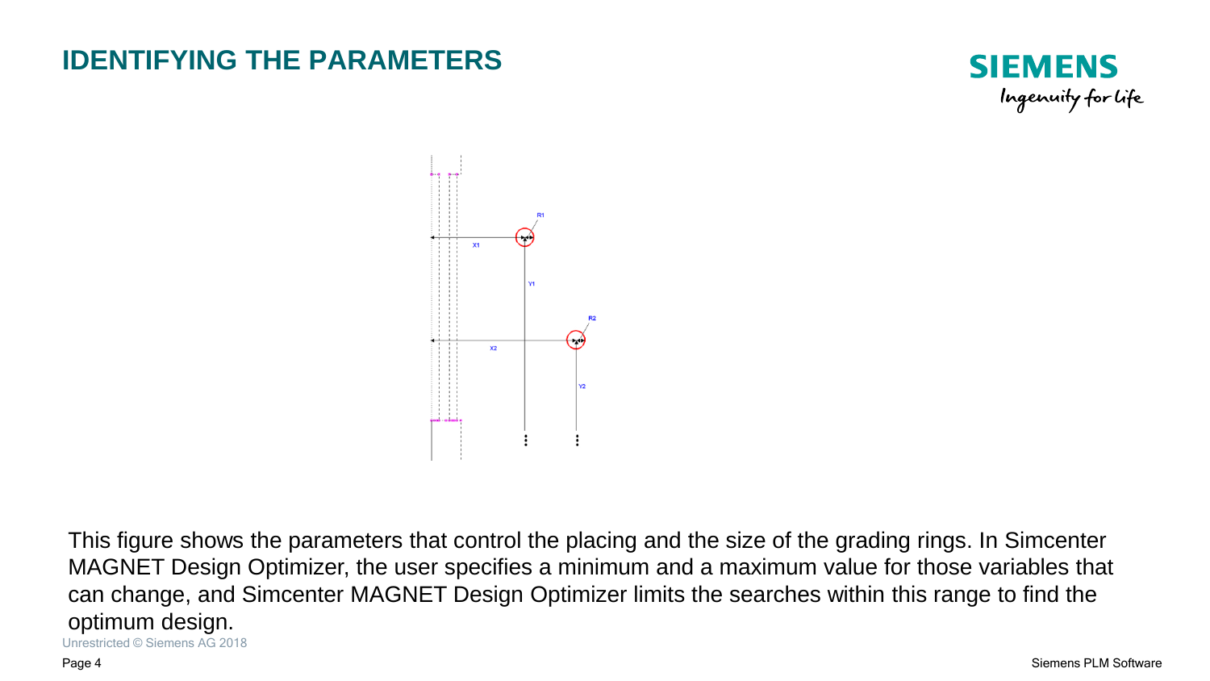# IDENTIFYING THE PARAMETERS

This figure shows the parameters that control the placing and the size of the grading rings. In Simcenter MAGNET Design Optimizer, the user specifies a minimum and a maximum value for those variables that can change, and Simcenter MAGNET Design Optimizer limits the searches within this range to find the optimum design.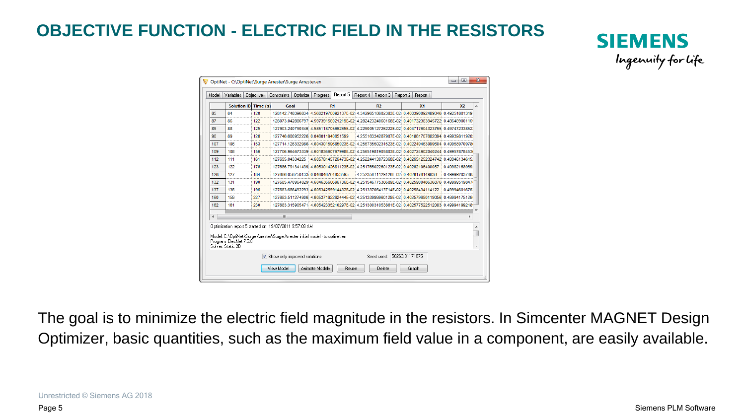# OBJECTIVE FUNCTION - ELECTRIC FIELD IN THE RESISTORS

OptiNet - C:\OptiNet\Surge Arrester\Surge Arrester.en

Model | Variables | Objectives | Constraints | Optimize | Progress | Report 5 | Report 4 | Report 3 | Report 2 | Report 1

| | Solution ID | Time (s) | Goal | R1 | R2 | X1 | X2 |
|---|---|---|---|---|---|---|---|
| 85 | 84 | 120 | 128142.748396834 | 4.56021970092137E-02 | 4.34296518602383E-02 | 0.400390092489346 | 0.49251801319 |
| 87 | 86 | 122 | 128073.042886797 | 4.59739156021219E-02 | 4.28242324060168E-02 | 0.401732383945722 | 0.48648900116 |
| 89 | 88 | 125 | 127903.240790346 | 4.58511870566255E-02 | 4.22900512726222E-02 | 0.404717604323765 | 0.49747233852 |
| 90 | 89 | 126 | 127746.600952226 | 0.046011940651599 | 4.25516334287907E-02 | 0.401881707682094 | 0.49939811920 |
| 107 | 106 | 153 | 127714.126332986 | 4.60430159685023E-02 | 4.25673550231523E-02 | 0.402248463089604 | 0.49958970978 |
| 109 | 108 | 156 | 127706.964673339 | 4.60183660767998E-02 | 4.25651981905803E-02 | 0.402724902040244 | 0.49957878453 |
| 112 | 111 | 161 | 127695.04334225 | 4.60578145726473E-02 | 4.25224413072368E-02 | 0.402651252324742 | 0.49946134615 |
| 123 | 122 | 176 | 127686.791341439 | 4.60530142681123E-02 | 4.25176502260123E-02 | 0.40262106400087 | 0.49982168969 |
| 128 | 127 | 184 | 127686.058750133 | 0.046046764653595 | 4.25235611129126E-02 | 0.4026176149838 | 0.49996203768 |
| 132 | 131 | 190 | 127685.470964029 | 4.60463660696736E-02 | 4.25154677536689E-02 | 0.402580048636876 | 0.49999519847 |
| 137 | 136 | 196 | 127683.686492293 | 4.60534259914432E-02 | 4.25133708413714E-02 | 0.40258434114122 | 0.49994601676 |
| 160 | 159 | 227 | 127683.511274906 | 4.60537192262444E-02 | 4.25133999960129E-02 | 0.402579680119056 | 0.49994175126 |
| 162 | 161 | 230 | 127683.315905471 | 4.60542335210297E-02 | 4.25130031053861E-02 | 0.402577522512083 | 0.49994199218 |

Optimization report 5 started on: 19/07/2011 9:57:09 AM

Model: C:\OptiNet\Surge Arrester\Surge Arrester initial model - to optinet.en
Program: ElecNet 7.2.0
Solver: Static 2D

☑ Show only improved solutions   Seed used: 58263.01171875

View Model | Animate Models | Reuse | Delete | Graph

The goal is to minimize the electric field magnitude in the resistors. In Simcenter MAGNET Design Optimizer, basic quantities, such as the maximum field value in a component, are easily available.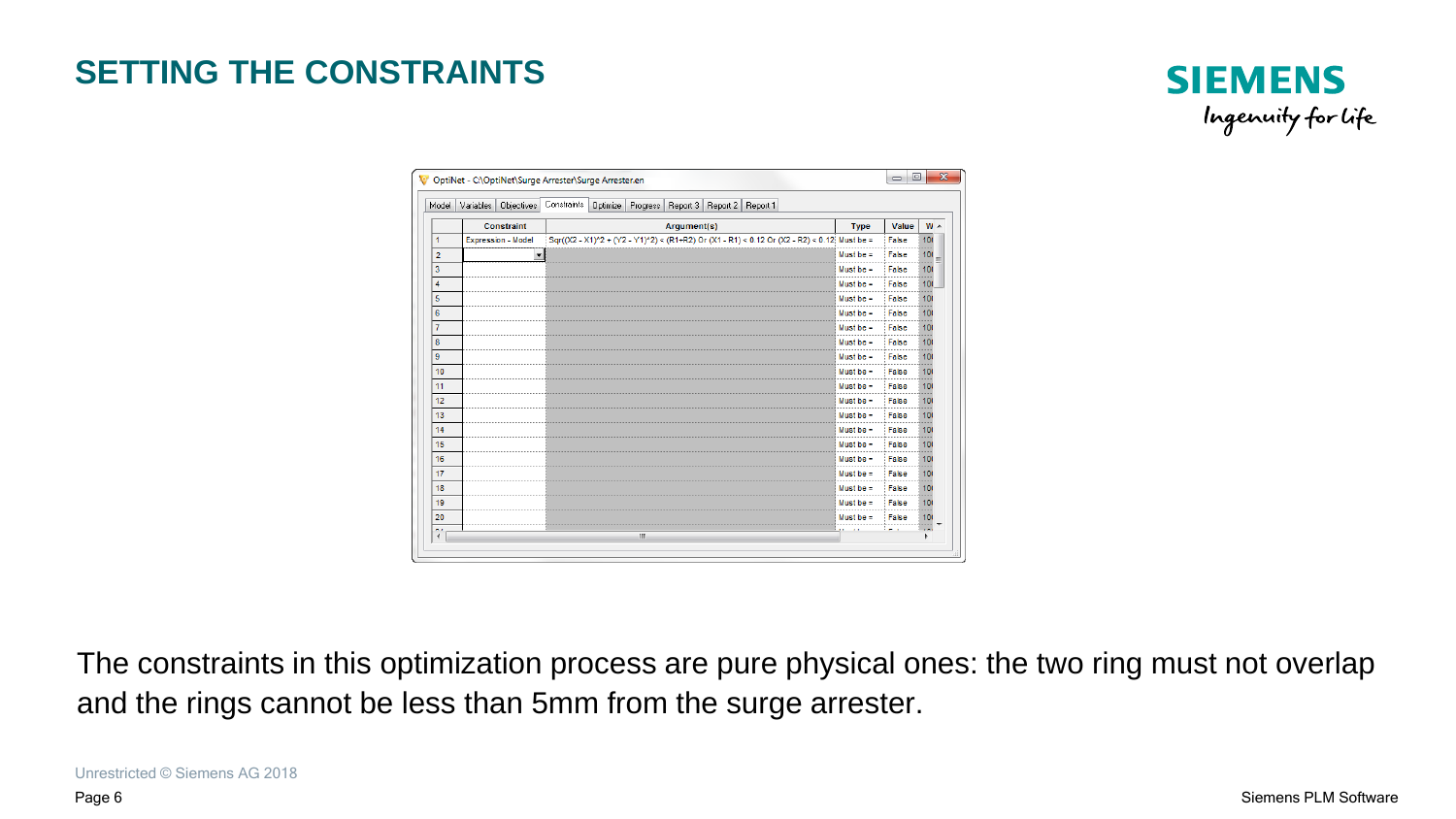# SETTING THE CONSTRAINTS

| | Constraint | Argument(s) | Type | Value | W |
|---|---|---|---|---|---|
| 1 | Expression - Model | Sqr((X2 - X1)^2 + (Y2 - Y1)^2) < (R1+R2) Or (X1 - R1) < 0.12 Or (X2 - R2) < 0.12 | Must be = | False | 10 |
| 2 | | | Must be = | False | 10 |
| 3 | | | Must be = | False | 10 |
| 4 | | | Must be = | False | 10 |
| 5 | | | Must be = | False | 10 |
| 6 | | | Must be = | False | 10 |
| 7 | | | Must be = | False | 10 |
| 8 | | | Must be = | False | 10 |
| 9 | | | Must be = | False | 10 |
| 10 | | | Must be = | False | 10 |
| 11 | | | Must be = | False | 10 |
| 12 | | | Must be = | False | 10 |
| 13 | | | Must be = | False | 10 |
| 14 | | | Must be = | False | 10 |
| 15 | | | Must be = | False | 10 |
| 16 | | | Must be = | False | 10 |
| 17 | | | Must be = | False | 10 |
| 18 | | | Must be = | False | 10 |
| 19 | | | Must be = | False | 10 |
| 20 | | | Must be = | False | 10 |

The constraints in this optimization process are pure physical ones: the two ring must not overlap and the rings cannot be less than 5mm from the surge arrester.

Unrestricted © Siemens AG 2018

Siemens PLM Software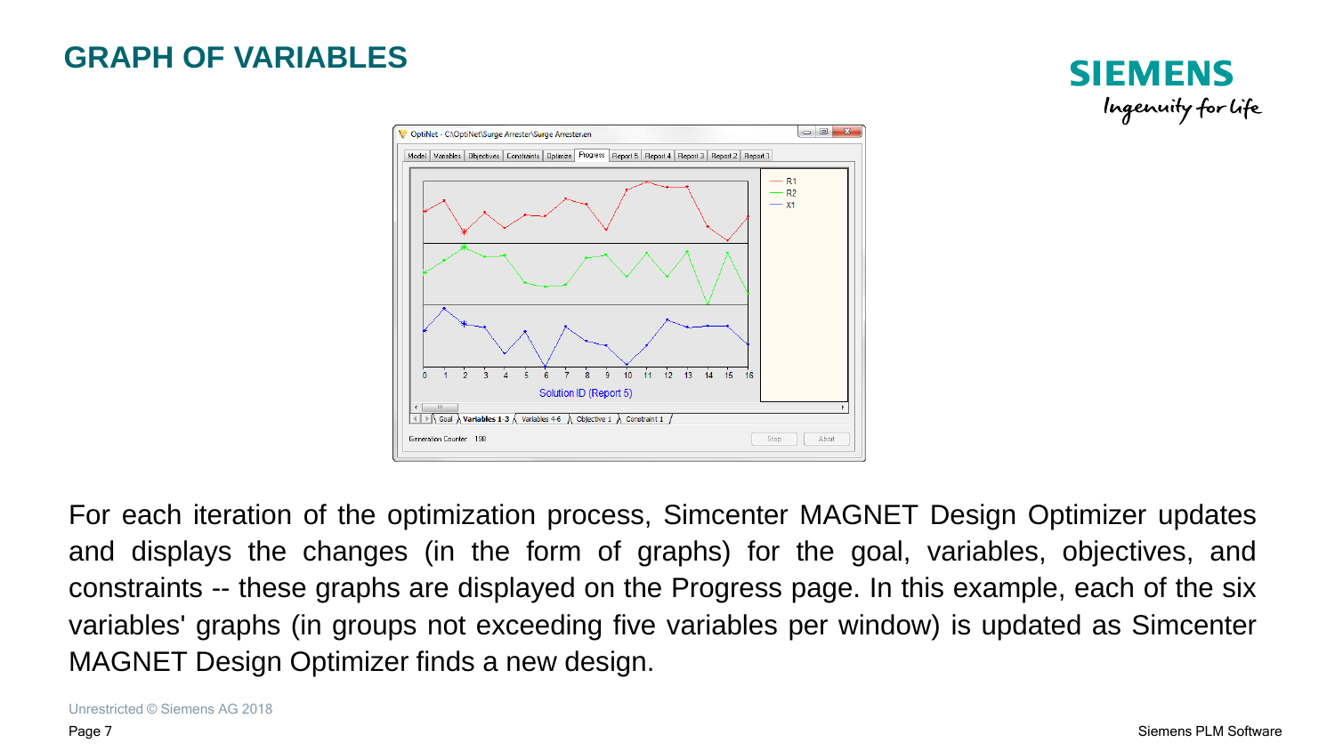# GRAPH OF VARIABLES

For each iteration of the optimization process, Simcenter MAGNET Design Optimizer updates and displays the changes (in the form of graphs) for the goal, variables, objectives, and constraints -- these graphs are displayed on the Progress page. In this example, each of the six variables' graphs (in groups not exceeding five variables per window) is updated as Simcenter MAGNET Design Optimizer finds a new design.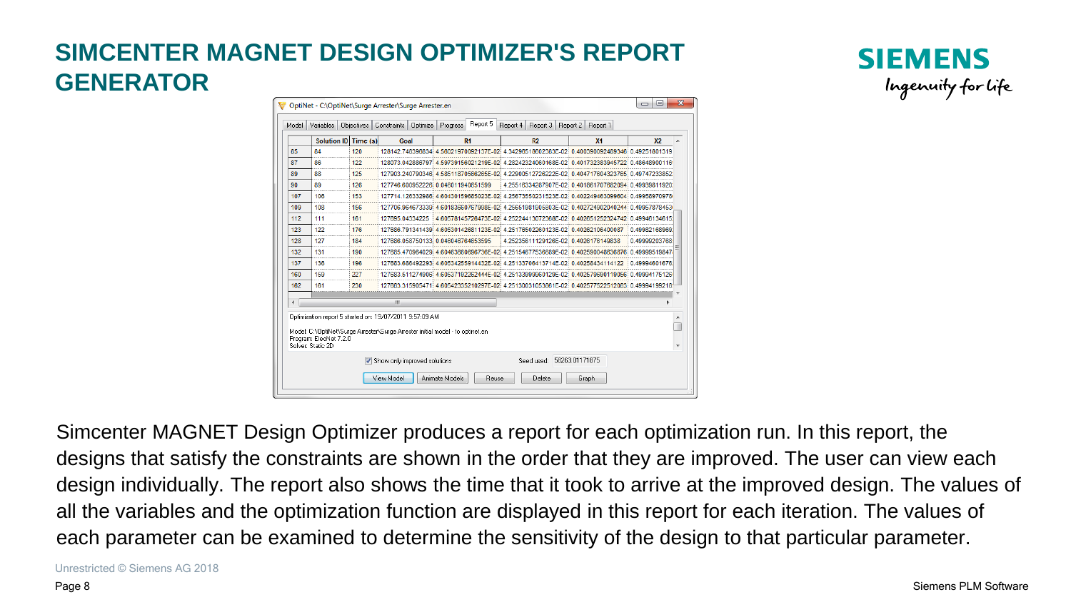# SIMCENTER MAGNET DESIGN OPTIMIZER'S REPORT GENERATOR

Simcenter MAGNET Design Optimizer produces a report for each optimization run. In this report, the designs that satisfy the constraints are shown in the order that they are improved. The user can view each design individually. The report also shows the time that it took to arrive at the improved design. The values of all the variables and the optimization function are displayed in this report for each iteration. The values of each parameter can be examined to determine the sensitivity of the design to that particular parameter.

Unrestricted © Siemens AG 2018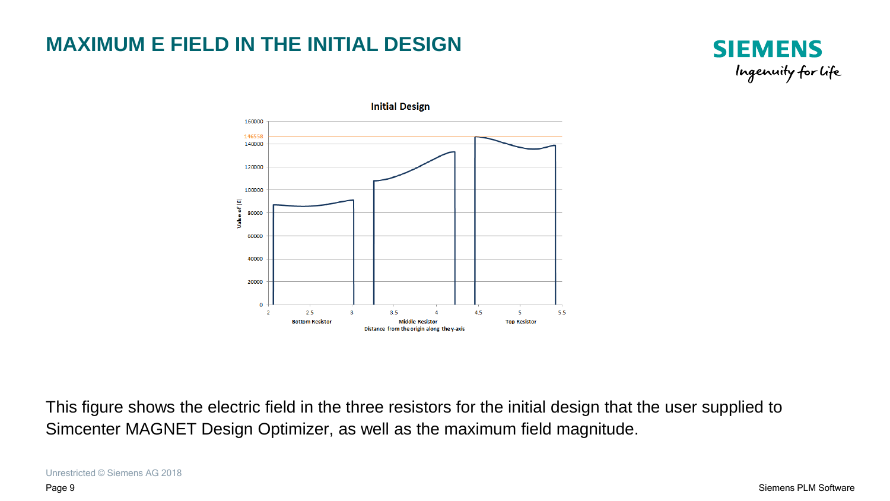# MAXIMUM E FIELD IN THE INITIAL DESIGN

This figure shows the electric field in the three resistors for the initial design that the user supplied to Simcenter MAGNET Design Optimizer, as well as the maximum field magnitude.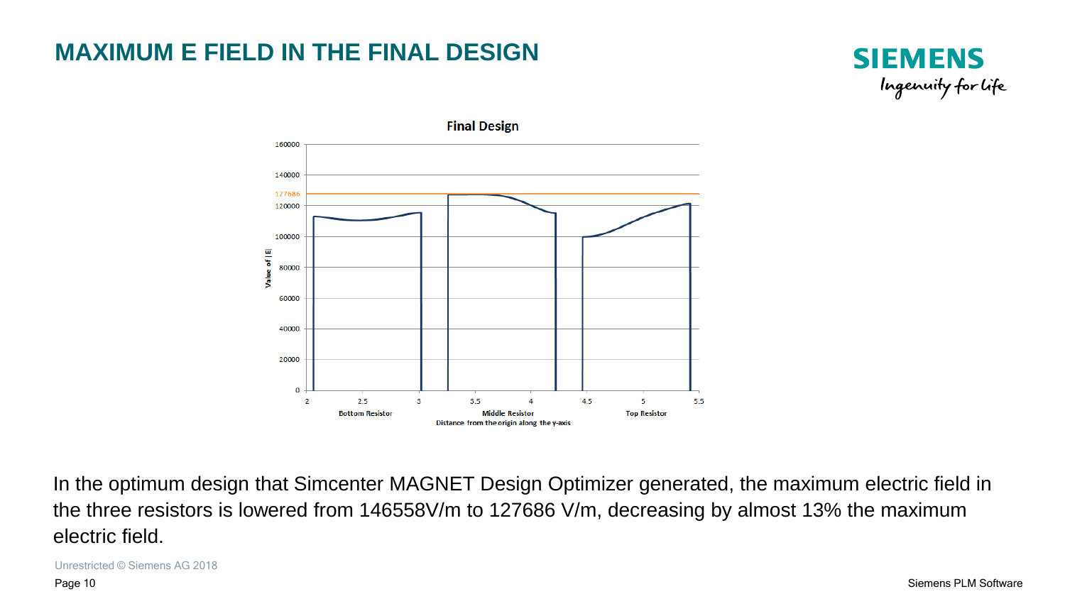# MAXIMUM E FIELD IN THE FINAL DESIGN

SIEMENS
Ingenuity for life

Final Design

Value of |E|

160000
140000
127686
120000
100000
80000
60000
40000
20000
0

2
2.5
3
3.5
4
4.5
5
5.5

Bottom Resistor
Middle Resistor
Top Resistor

Distance from the origin along the y-axis

In the optimum design that Simcenter MAGNET Design Optimizer generated, the maximum electric field in the three resistors is lowered from 146558V/m to 127686 V/m, decreasing by almost 13% the maximum electric field.

Unrestricted © Siemens AG 2018

Siemens PLM Software